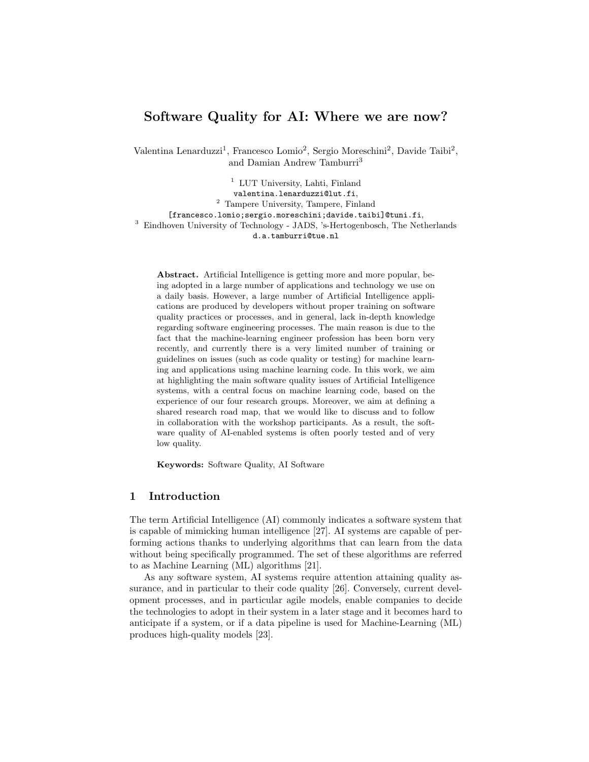# Software Quality for AI: Where we are now?

Valentina Lenarduzzi[1], Francesco Lomio[2], Sergio Moreschini[2], Davide Taibi[2], and Damian Andrew Tamburri[3]

[1] LUT University, Lahti, Finland
valentina.lenarduzzi@lut.fi,
[2] Tampere University, Tampere, Finland
[francesco.lomio;sergio.moreschini;davide.taibi]@tuni.fi,
[3] Eindhoven University of Technology - JADS, 's-Hertogenbosch, The Netherlands
d.a.tamburri@tue.nl

**Abstract.** Artificial Intelligence is getting more and more popular, being adopted in a large number of applications and technology we use on a daily basis. However, a large number of Artificial Intelligence applications are produced by developers without proper training on software quality practices or processes, and in general, lack in-depth knowledge regarding software engineering processes. The main reason is due to the fact that the machine-learning engineer profession has been born very recently, and currently there is a very limited number of training or guidelines on issues (such as code quality or testing) for machine learning and applications using machine learning code. In this work, we aim at highlighting the main software quality issues of Artificial Intelligence systems, with a central focus on machine learning code, based on the experience of our four research groups. Moreover, we aim at defining a shared research road map, that we would like to discuss and to follow in collaboration with the workshop participants. As a result, the software quality of AI-enabled systems is often poorly tested and of very low quality.

**Keywords:** Software Quality, AI Software

## 1 Introduction

The term Artificial Intelligence (AI) commonly indicates a software system that is capable of mimicking human intelligence [27]. AI systems are capable of performing actions thanks to underlying algorithms that can learn from the data without being specifically programmed. The set of these algorithms are referred to as Machine Learning (ML) algorithms [21].

As any software system, AI systems require attention attaining quality assurance, and in particular to their code quality [26]. Conversely, current development processes, and in particular agile models, enable companies to decide the technologies to adopt in their system in a later stage and it becomes hard to anticipate if a system, or if a data pipeline is used for Machine-Learning (ML) produces high-quality models [23].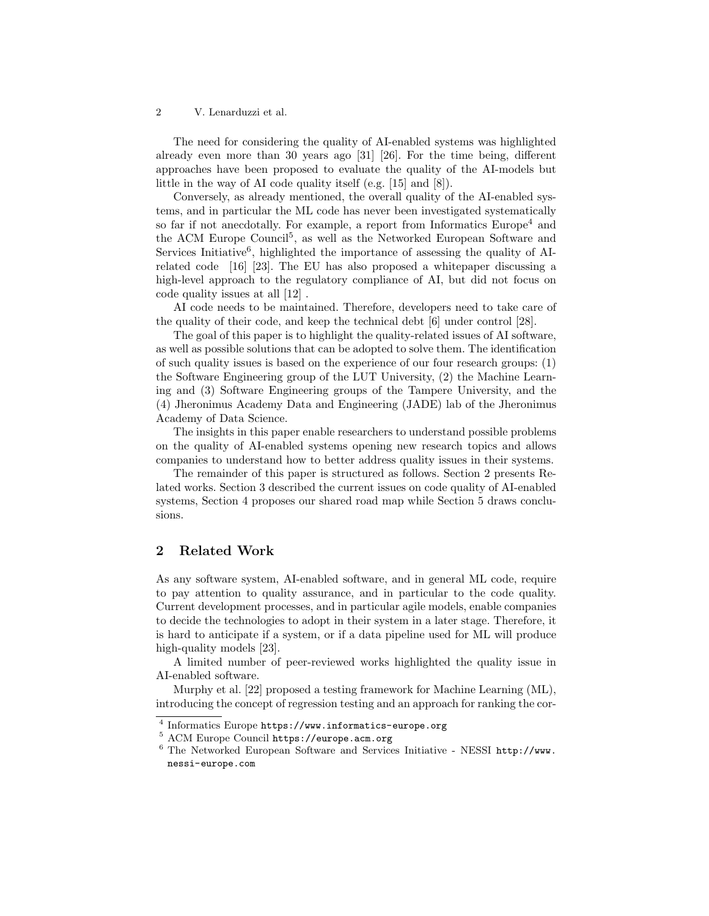The need for considering the quality of AI-enabled systems was highlighted already even more than 30 years ago [31] [26]. For the time being, different approaches have been proposed to evaluate the quality of the AI-models but little in the way of AI code quality itself (e.g. [15] and [8]).

Conversely, as already mentioned, the overall quality of the AI-enabled systems, and in particular the ML code has never been investigated systematically so far if not anecdotally. For example, a report from Informatics Europe[4] and the ACM Europe Council[5], as well as the Networked European Software and Services Initiative[6], highlighted the importance of assessing the quality of AI-related code [16] [23]. The EU has also proposed a whitepaper discussing a high-level approach to the regulatory compliance of AI, but did not focus on code quality issues at all [12] .

AI code needs to be maintained. Therefore, developers need to take care of the quality of their code, and keep the technical debt [6] under control [28].

The goal of this paper is to highlight the quality-related issues of AI software, as well as possible solutions that can be adopted to solve them. The identification of such quality issues is based on the experience of our four research groups: (1) the Software Engineering group of the LUT University, (2) the Machine Learning and (3) Software Engineering groups of the Tampere University, and the (4) Jheronimus Academy Data and Engineering (JADE) lab of the Jheronimus Academy of Data Science.

The insights in this paper enable researchers to understand possible problems on the quality of AI-enabled systems opening new research topics and allows companies to understand how to better address quality issues in their systems.

The remainder of this paper is structured as follows. Section 2 presents Related works. Section 3 described the current issues on code quality of AI-enabled systems, Section 4 proposes our shared road map while Section 5 draws conclusions.

## 2 Related Work

As any software system, AI-enabled software, and in general ML code, require to pay attention to quality assurance, and in particular to the code quality. Current development processes, and in particular agile models, enable companies to decide the technologies to adopt in their system in a later stage. Therefore, it is hard to anticipate if a system, or if a data pipeline used for ML will produce high-quality models [23].

A limited number of peer-reviewed works highlighted the quality issue in AI-enabled software.

Murphy et al. [22] proposed a testing framework for Machine Learning (ML), introducing the concept of regression testing and an approach for ranking the cor-

---

[4] Informatics Europe `https://www.informatics-europe.org`

[5] ACM Europe Council `https://europe.acm.org`

[6] The Networked European Software and Services Initiative - NESSI `http://www.nessi-europe.com`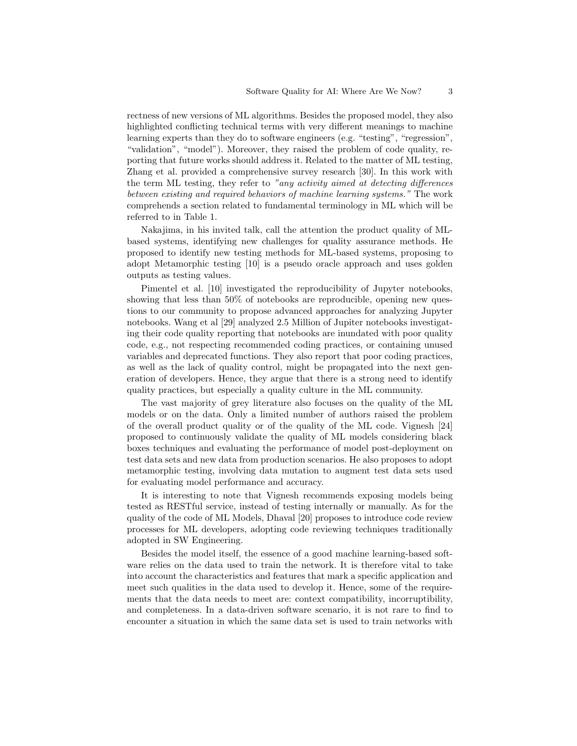rectness of new versions of ML algorithms. Besides the proposed model, they also highlighted conflicting technical terms with very different meanings to machine learning experts than they do to software engineers (e.g. "testing", "regression", "validation", "model"). Moreover, they raised the problem of code quality, reporting that future works should address it. Related to the matter of ML testing, Zhang et al. provided a comprehensive survey research [30]. In this work with the term ML testing, they refer to *"any activity aimed at detecting differences between existing and required behaviors of machine learning systems."* The work comprehends a section related to fundamental terminology in ML which will be referred to in Table 1.

Nakajima, in his invited talk, call the attention the product quality of ML-based systems, identifying new challenges for quality assurance methods. He proposed to identify new testing methods for ML-based systems, proposing to adopt Metamorphic testing [10] is a pseudo oracle approach and uses golden outputs as testing values.

Pimentel et al. [10] investigated the reproducibility of Jupyter notebooks, showing that less than 50% of notebooks are reproducible, opening new questions to our community to propose advanced approaches for analyzing Jupyter notebooks. Wang et al [29] analyzed 2.5 Million of Jupiter notebooks investigating their code quality reporting that notebooks are inundated with poor quality code, e.g., not respecting recommended coding practices, or containing unused variables and deprecated functions. They also report that poor coding practices, as well as the lack of quality control, might be propagated into the next generation of developers. Hence, they argue that there is a strong need to identify quality practices, but especially a quality culture in the ML community.

The vast majority of grey literature also focuses on the quality of the ML models or on the data. Only a limited number of authors raised the problem of the overall product quality or of the quality of the ML code. Vignesh [24] proposed to continuously validate the quality of ML models considering black boxes techniques and evaluating the performance of model post-deployment on test data sets and new data from production scenarios. He also proposes to adopt metamorphic testing, involving data mutation to augment test data sets used for evaluating model performance and accuracy.

It is interesting to note that Vignesh recommends exposing models being tested as RESTful service, instead of testing internally or manually. As for the quality of the code of ML Models, Dhaval [20] proposes to introduce code review processes for ML developers, adopting code reviewing techniques traditionally adopted in SW Engineering.

Besides the model itself, the essence of a good machine learning-based software relies on the data used to train the network. It is therefore vital to take into account the characteristics and features that mark a specific application and meet such qualities in the data used to develop it. Hence, some of the requirements that the data needs to meet are: context compatibility, incorruptibility, and completeness. In a data-driven software scenario, it is not rare to find to encounter a situation in which the same data set is used to train networks with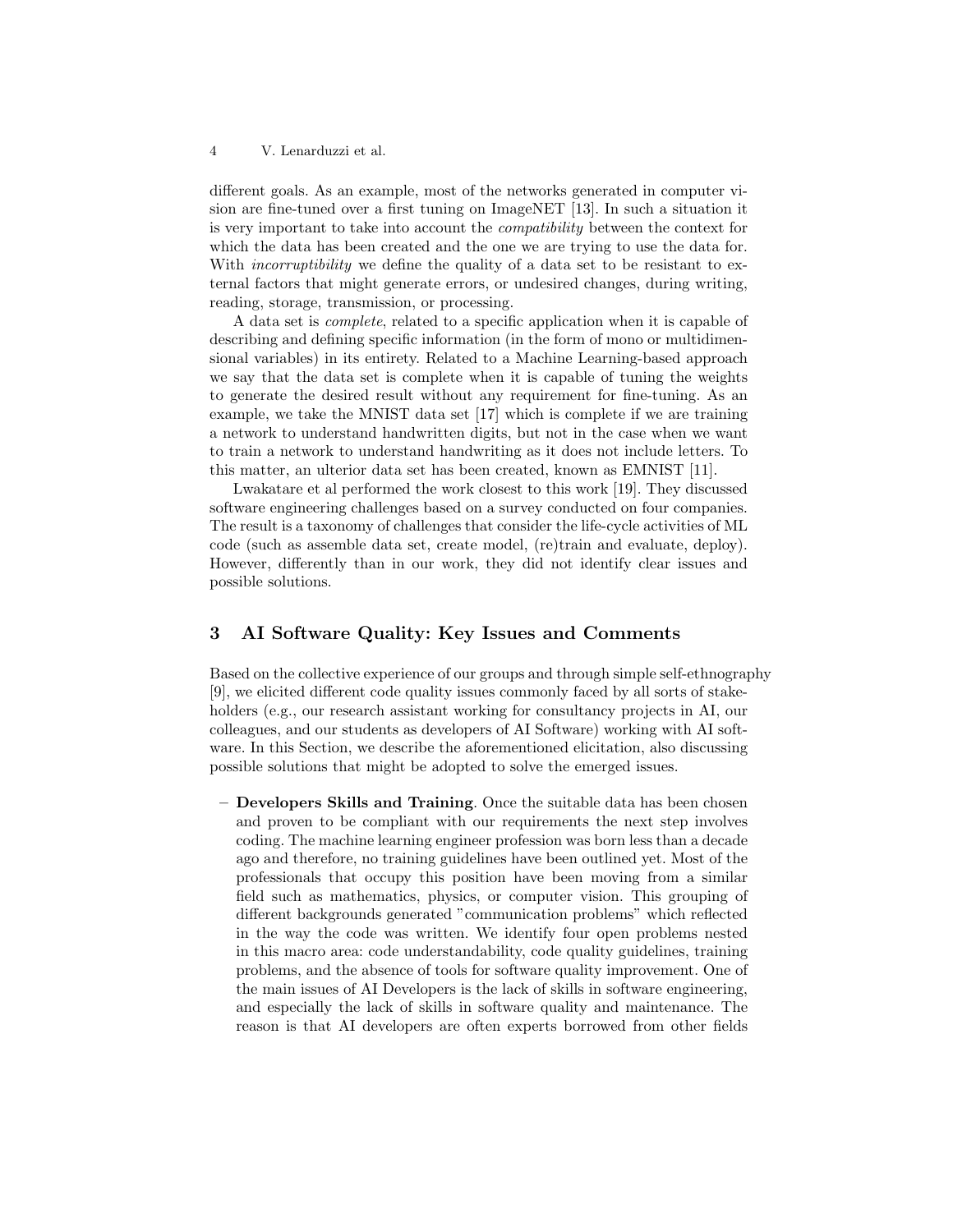different goals. As an example, most of the networks generated in computer vision are fine-tuned over a first tuning on ImageNET [13]. In such a situation it is very important to take into account the *compatibility* between the context for which the data has been created and the one we are trying to use the data for. With *incorruptibility* we define the quality of a data set to be resistant to external factors that might generate errors, or undesired changes, during writing, reading, storage, transmission, or processing.

A data set is *complete*, related to a specific application when it is capable of describing and defining specific information (in the form of mono or multidimensional variables) in its entirety. Related to a Machine Learning-based approach we say that the data set is complete when it is capable of tuning the weights to generate the desired result without any requirement for fine-tuning. As an example, we take the MNIST data set [17] which is complete if we are training a network to understand handwritten digits, but not in the case when we want to train a network to understand handwriting as it does not include letters. To this matter, an ulterior data set has been created, known as EMNIST [11].

Lwakatare et al performed the work closest to this work [19]. They discussed software engineering challenges based on a survey conducted on four companies. The result is a taxonomy of challenges that consider the life-cycle activities of ML code (such as assemble data set, create model, (re)train and evaluate, deploy). However, differently than in our work, they did not identify clear issues and possible solutions.

## 3 AI Software Quality: Key Issues and Comments

Based on the collective experience of our groups and through simple self-ethnography [9], we elicited different code quality issues commonly faced by all sorts of stakeholders (e.g., our research assistant working for consultancy projects in AI, our colleagues, and our students as developers of AI Software) working with AI software. In this Section, we describe the aforementioned elicitation, also discussing possible solutions that might be adopted to solve the emerged issues.

- **Developers Skills and Training**. Once the suitable data has been chosen and proven to be compliant with our requirements the next step involves coding. The machine learning engineer profession was born less than a decade ago and therefore, no training guidelines have been outlined yet. Most of the professionals that occupy this position have been moving from a similar field such as mathematics, physics, or computer vision. This grouping of different backgrounds generated "communication problems" which reflected in the way the code was written. We identify four open problems nested in this macro area: code understandability, code quality guidelines, training problems, and the absence of tools for software quality improvement. One of the main issues of AI Developers is the lack of skills in software engineering, and especially the lack of skills in software quality and maintenance. The reason is that AI developers are often experts borrowed from other fields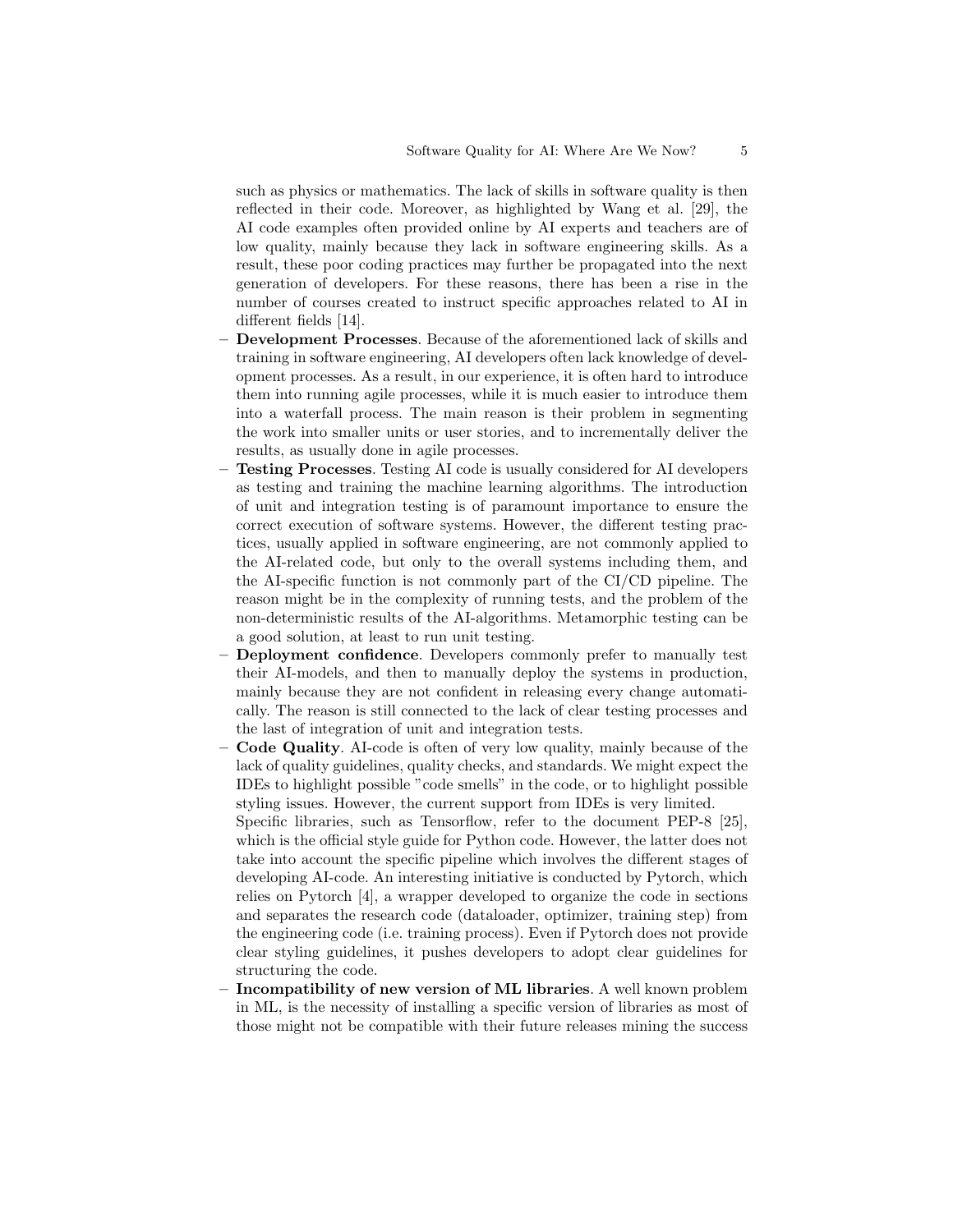such as physics or mathematics. The lack of skills in software quality is then reflected in their code. Moreover, as highlighted by Wang et al. [29], the AI code examples often provided online by AI experts and teachers are of low quality, mainly because they lack in software engineering skills. As a result, these poor coding practices may further be propagated into the next generation of developers. For these reasons, there has been a rise in the number of courses created to instruct specific approaches related to AI in different fields [14].

- **Development Processes**. Because of the aforementioned lack of skills and training in software engineering, AI developers often lack knowledge of development processes. As a result, in our experience, it is often hard to introduce them into running agile processes, while it is much easier to introduce them into a waterfall process. The main reason is their problem in segmenting the work into smaller units or user stories, and to incrementally deliver the results, as usually done in agile processes.
- **Testing Processes**. Testing AI code is usually considered for AI developers as testing and training the machine learning algorithms. The introduction of unit and integration testing is of paramount importance to ensure the correct execution of software systems. However, the different testing practices, usually applied in software engineering, are not commonly applied to the AI-related code, but only to the overall systems including them, and the AI-specific function is not commonly part of the CI/CD pipeline. The reason might be in the complexity of running tests, and the problem of the non-deterministic results of the AI-algorithms. Metamorphic testing can be a good solution, at least to run unit testing.
- **Deployment confidence**. Developers commonly prefer to manually test their AI-models, and then to manually deploy the systems in production, mainly because they are not confident in releasing every change automatically. The reason is still connected to the lack of clear testing processes and the last of integration of unit and integration tests.
- **Code Quality**. AI-code is often of very low quality, mainly because of the lack of quality guidelines, quality checks, and standards. We might expect the IDEs to highlight possible "code smells" in the code, or to highlight possible styling issues. However, the current support from IDEs is very limited.
  Specific libraries, such as Tensorflow, refer to the document PEP-8 [25], which is the official style guide for Python code. However, the latter does not take into account the specific pipeline which involves the different stages of developing AI-code. An interesting initiative is conducted by Pytorch, which relies on Pytorch [4], a wrapper developed to organize the code in sections and separates the research code (dataloader, optimizer, training step) from the engineering code (i.e. training process). Even if Pytorch does not provide clear styling guidelines, it pushes developers to adopt clear guidelines for structuring the code.
- **Incompatibility of new version of ML libraries**. A well known problem in ML, is the necessity of installing a specific version of libraries as most of those might not be compatible with their future releases mining the success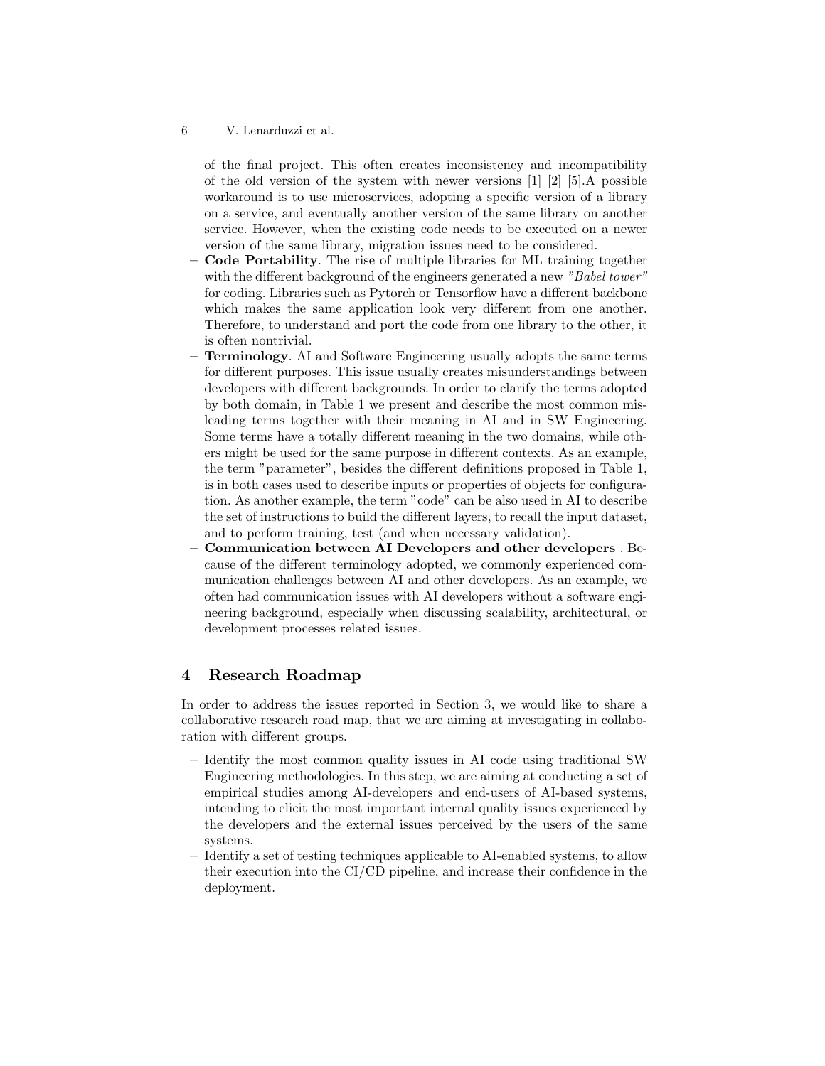of the final project. This often creates inconsistency and incompatibility of the old version of the system with newer versions [1] [2] [5].A possible workaround is to use microservices, adopting a specific version of a library on a service, and eventually another version of the same library on another service. However, when the existing code needs to be executed on a newer version of the same library, migration issues need to be considered.

- **Code Portability**. The rise of multiple libraries for ML training together with the different background of the engineers generated a new *"Babel tower"* for coding. Libraries such as Pytorch or Tensorflow have a different backbone which makes the same application look very different from one another. Therefore, to understand and port the code from one library to the other, it is often nontrivial.
- **Terminology**. AI and Software Engineering usually adopts the same terms for different purposes. This issue usually creates misunderstandings between developers with different backgrounds. In order to clarify the terms adopted by both domain, in Table 1 we present and describe the most common misleading terms together with their meaning in AI and in SW Engineering. Some terms have a totally different meaning in the two domains, while others might be used for the same purpose in different contexts. As an example, the term "parameter", besides the different definitions proposed in Table 1, is in both cases used to describe inputs or properties of objects for configuration. As another example, the term "code" can be also used in AI to describe the set of instructions to build the different layers, to recall the input dataset, and to perform training, test (and when necessary validation).
- **Communication between AI Developers and other developers** . Because of the different terminology adopted, we commonly experienced communication challenges between AI and other developers. As an example, we often had communication issues with AI developers without a software engineering background, especially when discussing scalability, architectural, or development processes related issues.

## 4 Research Roadmap

In order to address the issues reported in Section 3, we would like to share a collaborative research road map, that we are aiming at investigating in collaboration with different groups.

- Identify the most common quality issues in AI code using traditional SW Engineering methodologies. In this step, we are aiming at conducting a set of empirical studies among AI-developers and end-users of AI-based systems, intending to elicit the most important internal quality issues experienced by the developers and the external issues perceived by the users of the same systems.
- Identify a set of testing techniques applicable to AI-enabled systems, to allow their execution into the CI/CD pipeline, and increase their confidence in the deployment.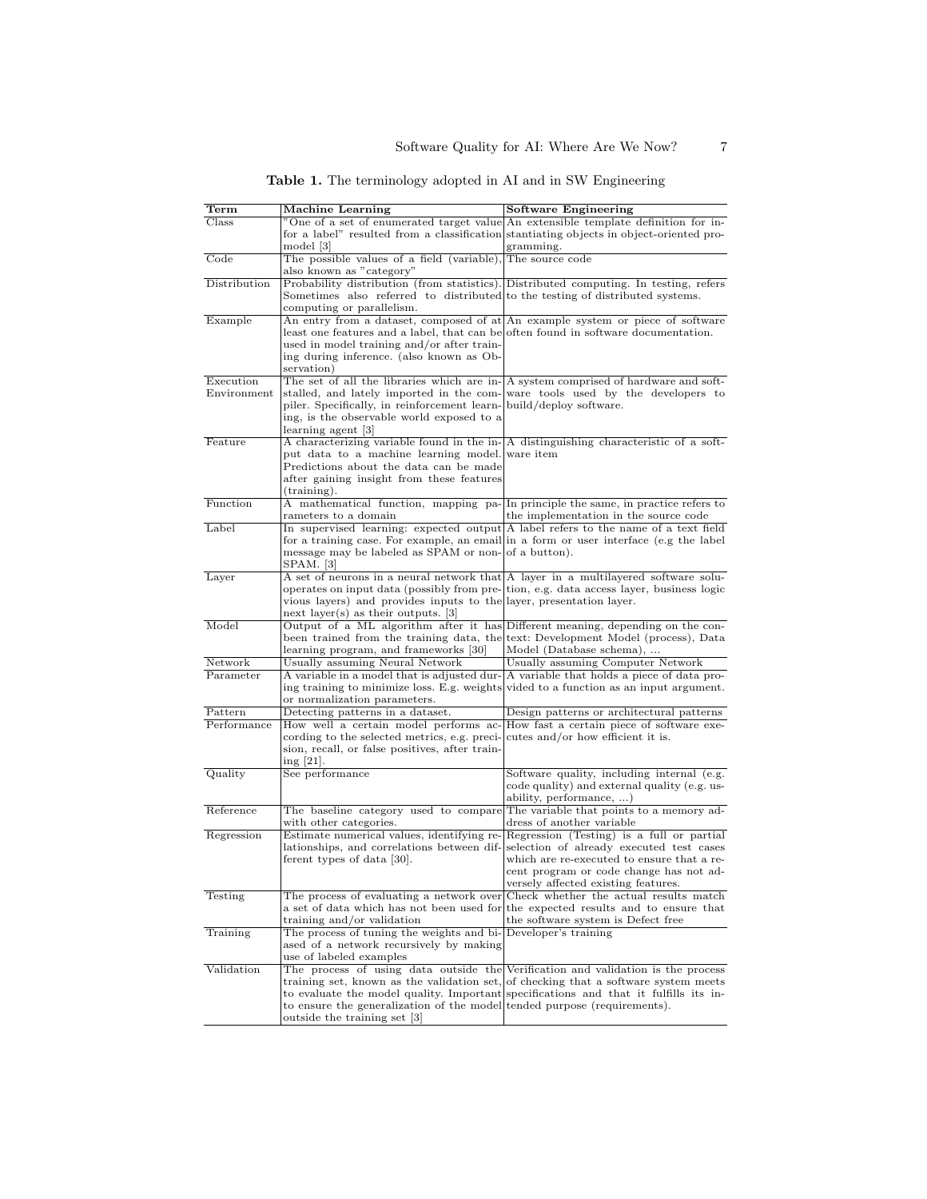**Table 1.** The terminology adopted in AI and in SW Engineering

| Term | Machine Learning | Software Engineering |
|---|---|---|
| Class | "One of a set of enumerated target value for a label" resulted from a classification model [3] | An extensible template definition for instantiating objects in object-oriented programming. |
| Code | The possible values of a field (variable), also known as "category" | The source code |
| Distribution | Probability distribution (from statistics). Sometimes also referred to distributed computing or parallelism. | Distributed computing. In testing, refers to the testing of distributed systems. |
| Example | An entry from a dataset, composed of at least one features and a label, that can be used in model training and/or after training during inference. (also known as Observation) | An example system or piece of software often found in software documentation. |
| Execution Environment | The set of all the libraries which are installed, and lately imported in the compiler. Specifically, in reinforcement learning, is the observable world exposed to a learning agent [3] | A system comprised of hardware and software tools used by the developers to build/deploy software. |
| Feature | A characterizing variable found in the input data to a machine learning model. Predictions about the data can be made after gaining insight from these features (training). | A distinguishing characteristic of a software item |
| Function | A mathematical function, mapping parameters to a domain | In principle the same, in practice refers to the implementation in the source code |
| Label | In supervised learning: expected output for a training case. For example, an email message may be labeled as SPAM or non-SPAM. [3] | A label refers to the name of a text field in a form or user interface (e.g the label of a button). |
| Layer | A set of neurons in a neural network that operates on input data (possibly from previous layers) and provides inputs to the next layer(s) as their outputs. [3] | A layer in a multilayered software solution, e.g. data access layer, business logic layer, presentation layer. |
| Model | Output of a ML algorithm after it has been trained from the training data, the learning program, and frameworks [30] | Different meaning, depending on the context: Development Model (process), Data Model (Database schema), ... |
| Network | Usually assuming Neural Network | Usually assuming Computer Network |
| Parameter | A variable in a model that is adjusted during training to minimize loss. E.g. weights or normalization parameters. | A variable that holds a piece of data provided to a function as an input argument. |
| Pattern | Detecting patterns in a dataset. | Design patterns or architectural patterns |
| Performance | How well a certain model performs according to the selected metrics, e.g. precision, recall, or false positives, after training [21]. | How fast a certain piece of software executes and/or how efficient it is. |
| Quality | See performance | Software quality, including internal (e.g. code quality) and external quality (e.g. usability, performance, ...) |
| Reference | The baseline category used to compare with other categories. | The variable that points to a memory address of another variable |
| Regression | Estimate numerical values, identifying relationships, and correlations between different types of data [30]. | Regression (Testing) is a full or partial selection of already executed test cases which are re-executed to ensure that a recent program or code change has not adversely affected existing features. |
| Testing | The process of evaluating a network over a set of data which has not been used for training and/or validation | Check whether the actual results match the expected results and to ensure that the software system is Defect free |
| Training | The process of tuning the weights and biased of a network recursively by making use of labeled examples | Developer's training |
| Validation | The process of using data outside the training set, known as the validation set, to evaluate the model quality. Important to ensure the generalization of the model outside the training set [3] | Verification and validation is the process of checking that a software system meets specifications and that it fulfills its intended purpose (requirements). |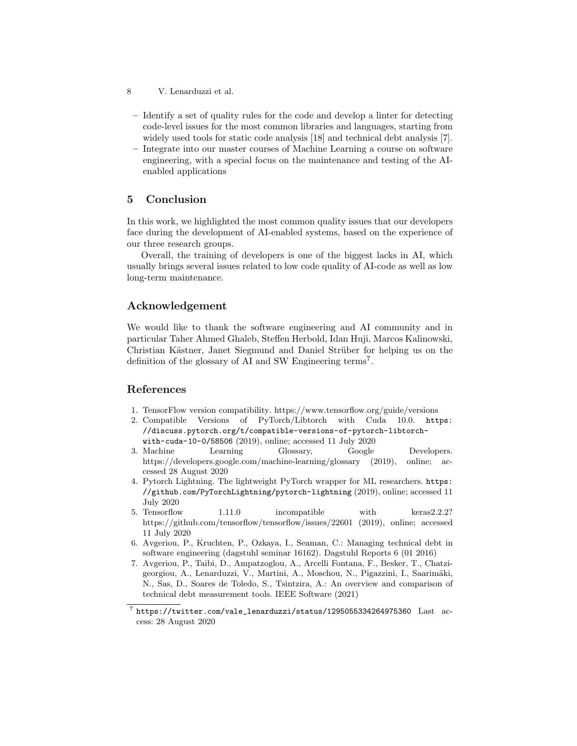- Identify a set of quality rules for the code and develop a linter for detecting code-level issues for the most common libraries and languages, starting from widely used tools for static code analysis [18] and technical debt analysis [7].
- Integrate into our master courses of Machine Learning a course on software engineering, with a special focus on the maintenance and testing of the AI-enabled applications

## 5 Conclusion

In this work, we highlighted the most common quality issues that our developers face during the development of AI-enabled systems, based on the experience of our three research groups.

Overall, the training of developers is one of the biggest lacks in AI, which usually brings several issues related to low code quality of AI-code as well as low long-term maintenance.

## Acknowledgement

We would like to thank the software engineering and AI community and in particular Taher Ahmed Ghaleb, Steffen Herbold, Idan Huji, Marcos Kalinowski, Christian Kästner, Janet Siegmund and Daniel Strüber for helping us on the definition of the glossary of AI and SW Engineering terms[7].

## References

1. TensorFlow version compatibility. https://www.tensorflow.org/guide/versions
2. Compatible Versions of PyTorch/Libtorch with Cuda 10.0. `https://discuss.pytorch.org/t/compatible-versions-of-pytorch-libtorch-with-cuda-10-0/58506` (2019), online; accessed 11 July 2020
3. Machine Learning Glossary, Google Developers. https://developers.google.com/machine-learning/glossary (2019), online; accessed 28 August 2020
4. Pytorch Lightning. The lightweight PyTorch wrapper for ML researchers. `https://github.com/PyTorchLightning/pytorch-lightning` (2019), online; accessed 11 July 2020
5. Tensorflow 1.11.0 incompatible with keras2.2.2? https://github.com/tensorflow/tensorflow/issues/22601 (2019), online; accessed 11 July 2020
6. Avgeriou, P., Kruchten, P., Ozkaya, I., Seaman, C.: Managing technical debt in software engineering (dagstuhl seminar 16162). Dagstuhl Reports 6 (01 2016)
7. Avgeriou, P., Taibi, D., Ampatzoglou, A., Arcelli Fontana, F., Besker, T., Chatzigeorgiou, A., Lenarduzzi, V., Martini, A., Moschou, N., Pigazzini, I., Saarimäki, N., Sas, D., Soares de Toledo, S., Tsintzira, A.: An overview and comparison of technical debt measurement tools. IEEE Software (2021)

[7] `https://twitter.com/vale_lenarduzzi/status/1295055334264975360` Last access: 28 August 2020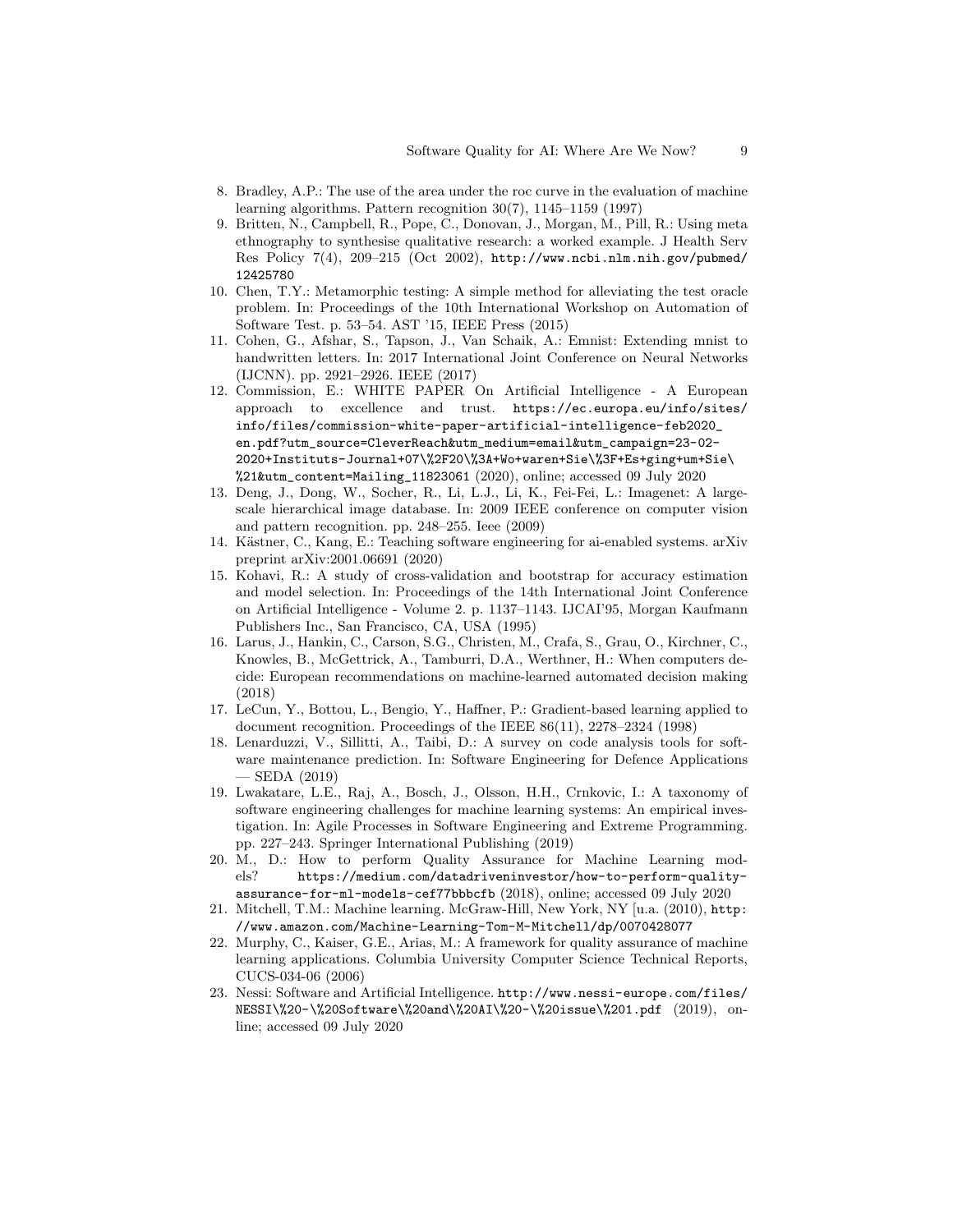8. Bradley, A.P.: The use of the area under the roc curve in the evaluation of machine learning algorithms. Pattern recognition 30(7), 1145–1159 (1997)
9. Britten, N., Campbell, R., Pope, C., Donovan, J., Morgan, M., Pill, R.: Using meta ethnography to synthesise qualitative research: a worked example. J Health Serv Res Policy 7(4), 209–215 (Oct 2002), http://www.ncbi.nlm.nih.gov/pubmed/12425780
10. Chen, T.Y.: Metamorphic testing: A simple method for alleviating the test oracle problem. In: Proceedings of the 10th International Workshop on Automation of Software Test. p. 53–54. AST '15, IEEE Press (2015)
11. Cohen, G., Afshar, S., Tapson, J., Van Schaik, A.: Emnist: Extending mnist to handwritten letters. In: 2017 International Joint Conference on Neural Networks (IJCNN). pp. 2921–2926. IEEE (2017)
12. Commission, E.: WHITE PAPER On Artificial Intelligence - A European approach to excellence and trust. https://ec.europa.eu/info/sites/info/files/commission-white-paper-artificial-intelligence-feb2020_en.pdf?utm_source=CleverReach&utm_medium=email&utm_campaign=23-02-2020+Instituts-Journal+07\%2F20\%3A+Wo+waren+Sie\%3F+Es+ging+um+Sie\%21&utm_content=Mailing_11823061 (2020), online; accessed 09 July 2020
13. Deng, J., Dong, W., Socher, R., Li, L.J., Li, K., Fei-Fei, L.: Imagenet: A large-scale hierarchical image database. In: 2009 IEEE conference on computer vision and pattern recognition. pp. 248–255. Ieee (2009)
14. Kästner, C., Kang, E.: Teaching software engineering for ai-enabled systems. arXiv preprint arXiv:2001.06691 (2020)
15. Kohavi, R.: A study of cross-validation and bootstrap for accuracy estimation and model selection. In: Proceedings of the 14th International Joint Conference on Artificial Intelligence - Volume 2. p. 1137–1143. IJCAI'95, Morgan Kaufmann Publishers Inc., San Francisco, CA, USA (1995)
16. Larus, J., Hankin, C., Carson, S.G., Christen, M., Crafa, S., Grau, O., Kirchner, C., Knowles, B., McGettrick, A., Tamburri, D.A., Werthner, H.: When computers decide: European recommendations on machine-learned automated decision making (2018)
17. LeCun, Y., Bottou, L., Bengio, Y., Haffner, P.: Gradient-based learning applied to document recognition. Proceedings of the IEEE 86(11), 2278–2324 (1998)
18. Lenarduzzi, V., Sillitti, A., Taibi, D.: A survey on code analysis tools for software maintenance prediction. In: Software Engineering for Defence Applications — SEDA (2019)
19. Lwakatare, L.E., Raj, A., Bosch, J., Olsson, H.H., Crnkovic, I.: A taxonomy of software engineering challenges for machine learning systems: An empirical investigation. In: Agile Processes in Software Engineering and Extreme Programming. pp. 227–243. Springer International Publishing (2019)
20. M., D.: How to perform Quality Assurance for Machine Learning models? https://medium.com/datadriveninvestor/how-to-perform-quality-assurance-for-ml-models-cef77bbbcfb (2018), online; accessed 09 July 2020
21. Mitchell, T.M.: Machine learning. McGraw-Hill, New York, NY [u.a. (2010), http://www.amazon.com/Machine-Learning-Tom-M-Mitchell/dp/0070428077
22. Murphy, C., Kaiser, G.E., Arias, M.: A framework for quality assurance of machine learning applications. Columbia University Computer Science Technical Reports, CUCS-034-06 (2006)
23. Nessi: Software and Artificial Intelligence. http://www.nessi-europe.com/files/NESSI\%20-\%20Software\%20and\%20AI\%20-\%20issue\%201.pdf (2019), online; accessed 09 July 2020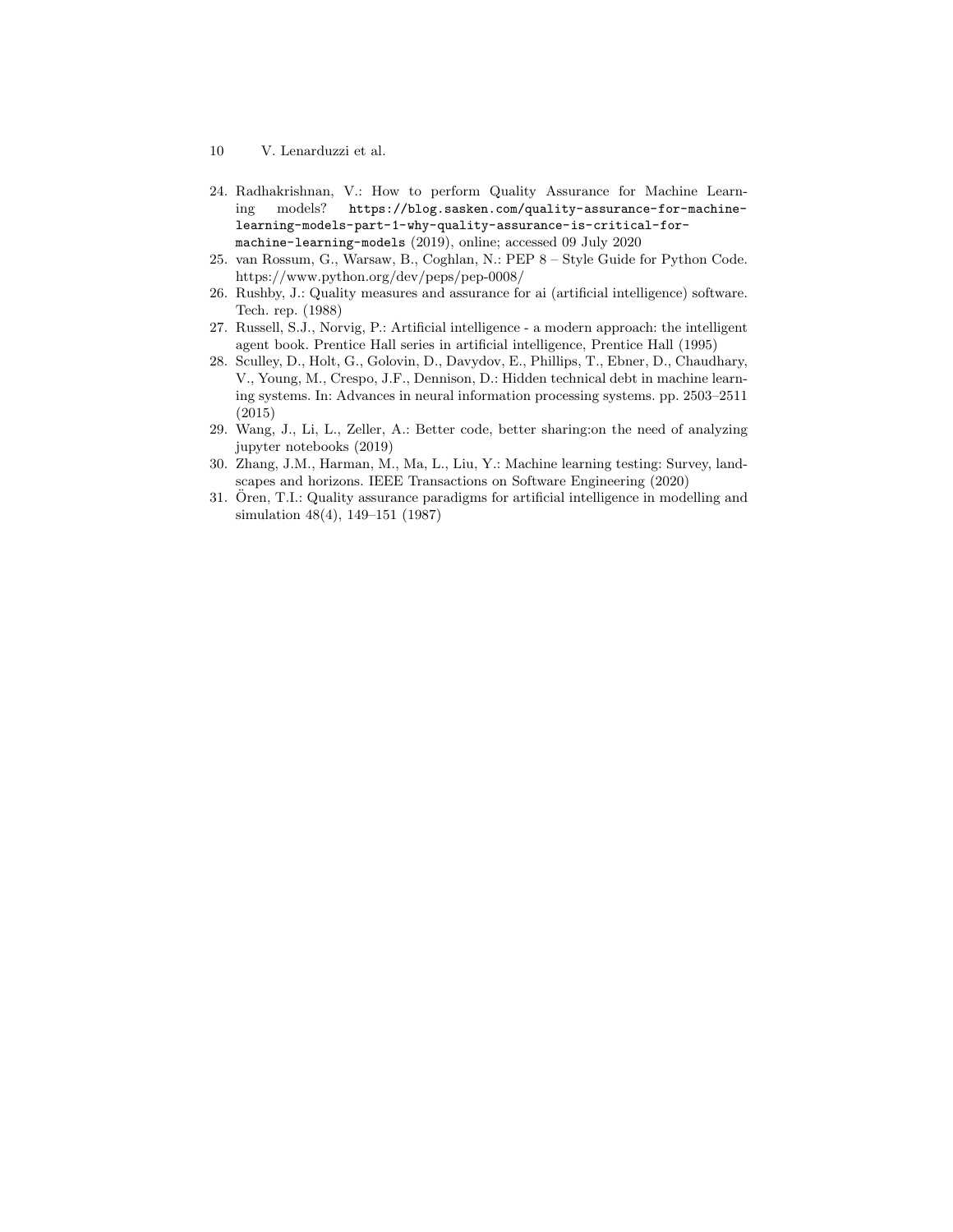24. Radhakrishnan, V.: How to perform Quality Assurance for Machine Learning models? https://blog.sasken.com/quality-assurance-for-machine-learning-models-part-1-why-quality-assurance-is-critical-for-machine-learning-models (2019), online; accessed 09 July 2020
25. van Rossum, G., Warsaw, B., Coghlan, N.: PEP 8 – Style Guide for Python Code. https://www.python.org/dev/peps/pep-0008/
26. Rushby, J.: Quality measures and assurance for ai (artificial intelligence) software. Tech. rep. (1988)
27. Russell, S.J., Norvig, P.: Artificial intelligence - a modern approach: the intelligent agent book. Prentice Hall series in artificial intelligence, Prentice Hall (1995)
28. Sculley, D., Holt, G., Golovin, D., Davydov, E., Phillips, T., Ebner, D., Chaudhary, V., Young, M., Crespo, J.F., Dennison, D.: Hidden technical debt in machine learning systems. In: Advances in neural information processing systems. pp. 2503–2511 (2015)
29. Wang, J., Li, L., Zeller, A.: Better code, better sharing:on the need of analyzing jupyter notebooks (2019)
30. Zhang, J.M., Harman, M., Ma, L., Liu, Y.: Machine learning testing: Survey, landscapes and horizons. IEEE Transactions on Software Engineering (2020)
31. Ören, T.I.: Quality assurance paradigms for artificial intelligence in modelling and simulation 48(4), 149–151 (1987)